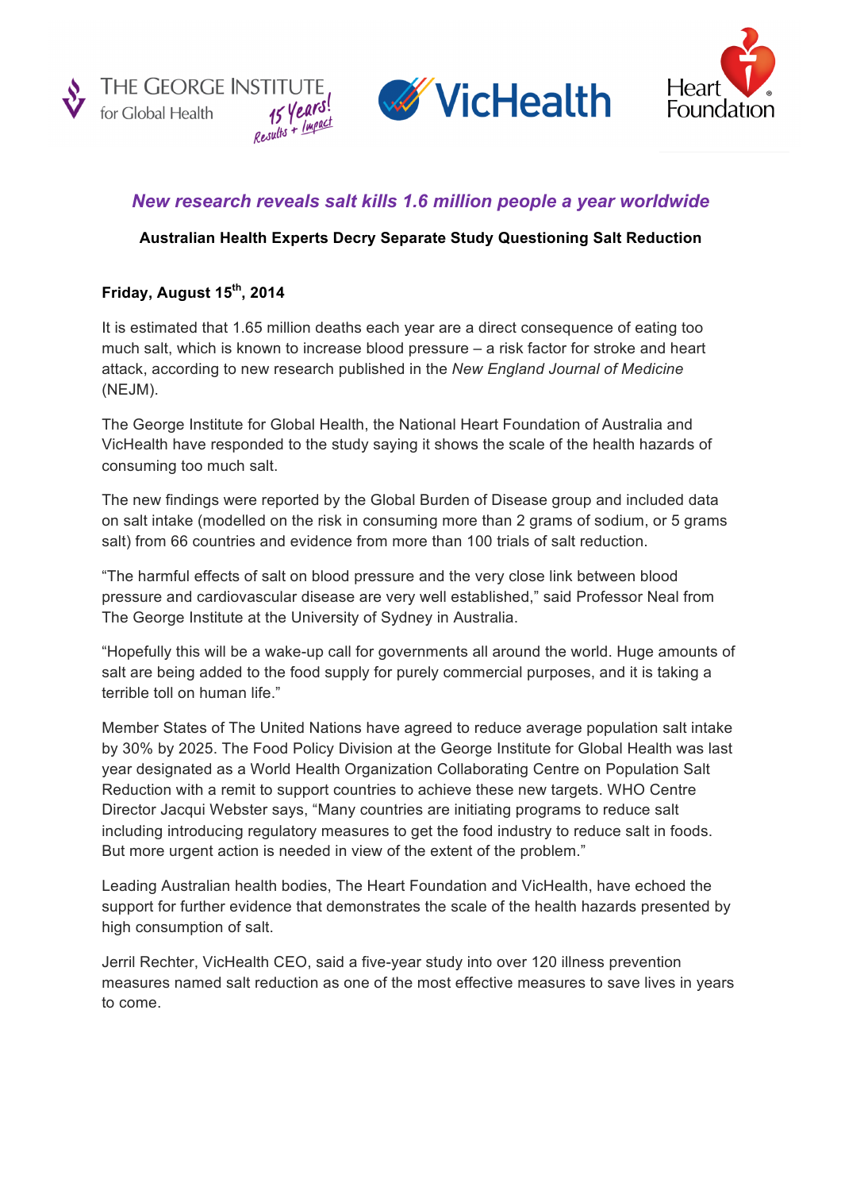THE GEORGE INSTITUTE for Global Health 15 Years! Results + Impact

VicHealth

Heart Foundation

## *New research reveals salt kills 1.6 million people a year worldwide*

**Australian Health Experts Decry Separate Study Questioning Salt Reduction**

**Friday, August 15th, 2014**

It is estimated that 1.65 million deaths each year are a direct consequence of eating too much salt, which is known to increase blood pressure – a risk factor for stroke and heart attack, according to new research published in the *New England Journal of Medicine* (NEJM).

The George Institute for Global Health, the National Heart Foundation of Australia and VicHealth have responded to the study saying it shows the scale of the health hazards of consuming too much salt.

The new findings were reported by the Global Burden of Disease group and included data on salt intake (modelled on the risk in consuming more than 2 grams of sodium, or 5 grams salt) from 66 countries and evidence from more than 100 trials of salt reduction.

"The harmful effects of salt on blood pressure and the very close link between blood pressure and cardiovascular disease are very well established," said Professor Neal from The George Institute at the University of Sydney in Australia.

"Hopefully this will be a wake-up call for governments all around the world. Huge amounts of salt are being added to the food supply for purely commercial purposes, and it is taking a terrible toll on human life."

Member States of The United Nations have agreed to reduce average population salt intake by 30% by 2025. The Food Policy Division at the George Institute for Global Health was last year designated as a World Health Organization Collaborating Centre on Population Salt Reduction with a remit to support countries to achieve these new targets. WHO Centre Director Jacqui Webster says, "Many countries are initiating programs to reduce salt including introducing regulatory measures to get the food industry to reduce salt in foods. But more urgent action is needed in view of the extent of the problem."

Leading Australian health bodies, The Heart Foundation and VicHealth, have echoed the support for further evidence that demonstrates the scale of the health hazards presented by high consumption of salt.

Jerril Rechter, VicHealth CEO, said a five-year study into over 120 illness prevention measures named salt reduction as one of the most effective measures to save lives in years to come.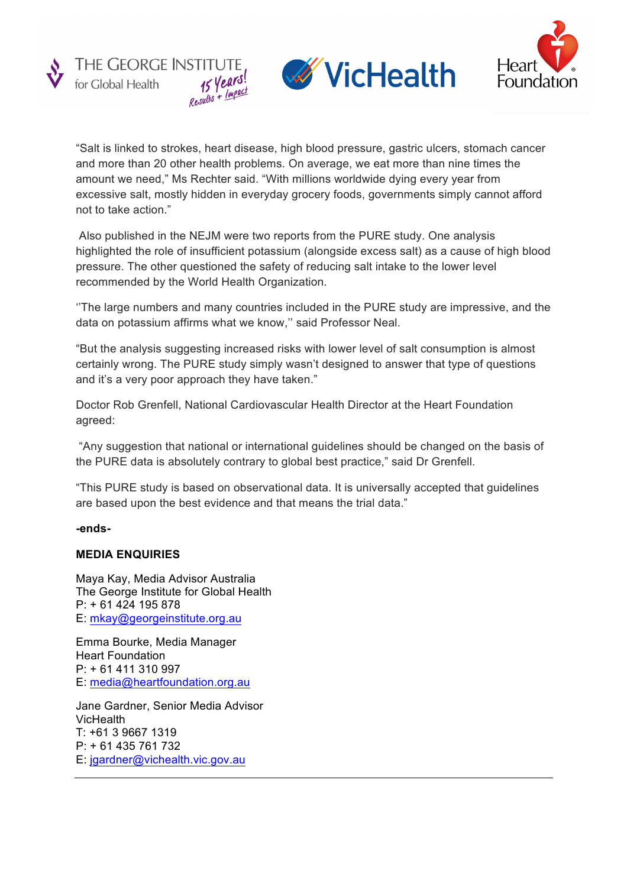"Salt is linked to strokes, heart disease, high blood pressure, gastric ulcers, stomach cancer and more than 20 other health problems. On average, we eat more than nine times the amount we need," Ms Rechter said. "With millions worldwide dying every year from excessive salt, mostly hidden in everyday grocery foods, governments simply cannot afford not to take action."

Also published in the NEJM were two reports from the PURE study. One analysis highlighted the role of insufficient potassium (alongside excess salt) as a cause of high blood pressure. The other questioned the safety of reducing salt intake to the lower level recommended by the World Health Organization.

''The large numbers and many countries included in the PURE study are impressive, and the data on potassium affirms what we know,'' said Professor Neal.

"But the analysis suggesting increased risks with lower level of salt consumption is almost certainly wrong. The PURE study simply wasn't designed to answer that type of questions and it's a very poor approach they have taken."

Doctor Rob Grenfell, National Cardiovascular Health Director at the Heart Foundation agreed:

"Any suggestion that national or international guidelines should be changed on the basis of the PURE data is absolutely contrary to global best practice," said Dr Grenfell.

"This PURE study is based on observational data. It is universally accepted that guidelines are based upon the best evidence and that means the trial data."

**-ends-**

**MEDIA ENQUIRIES**

Maya Kay, Media Advisor Australia
The George Institute for Global Health
P: + 61 424 195 878
E: mkay@georgeinstitute.org.au

Emma Bourke, Media Manager
Heart Foundation
P: + 61 411 310 997
E: media@heartfoundation.org.au

Jane Gardner, Senior Media Advisor
VicHealth
T: +61 3 9667 1319
P: + 61 435 761 732
E: jgardner@vichealth.vic.gov.au